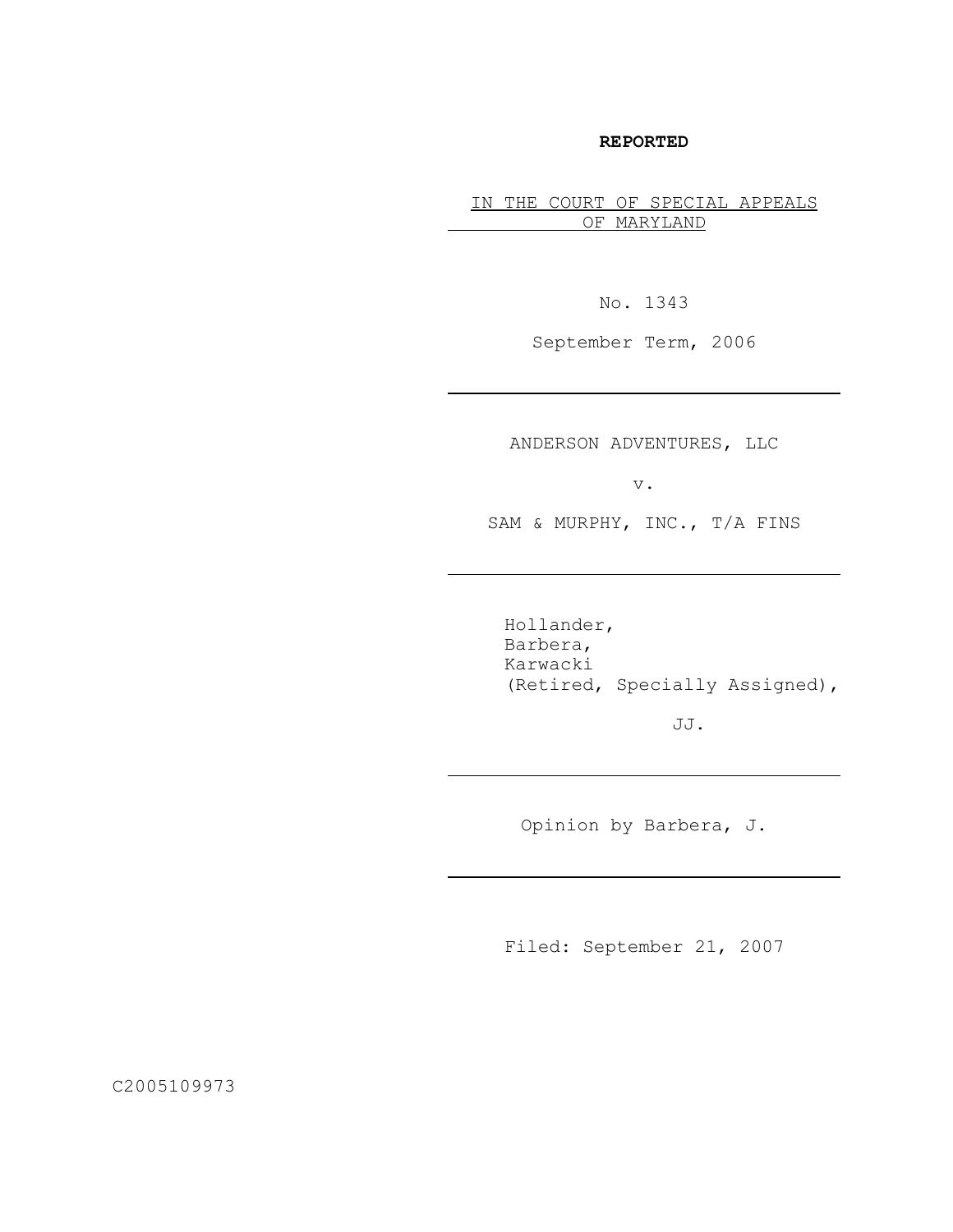**REPORTED**

IN THE COURT OF SPECIAL APPEALS OF MARYLAND

No. 1343

September Term, 2006

---

ANDERSON ADVENTURES, LLC

v.

SAM & MURPHY, INC., T/A FINS

---

Hollander,
Barbera,
Karwacki
(Retired, Specially Assigned),

JJ.

---

Opinion by Barbera, J.

---

Filed: September 21, 2007

C2005109973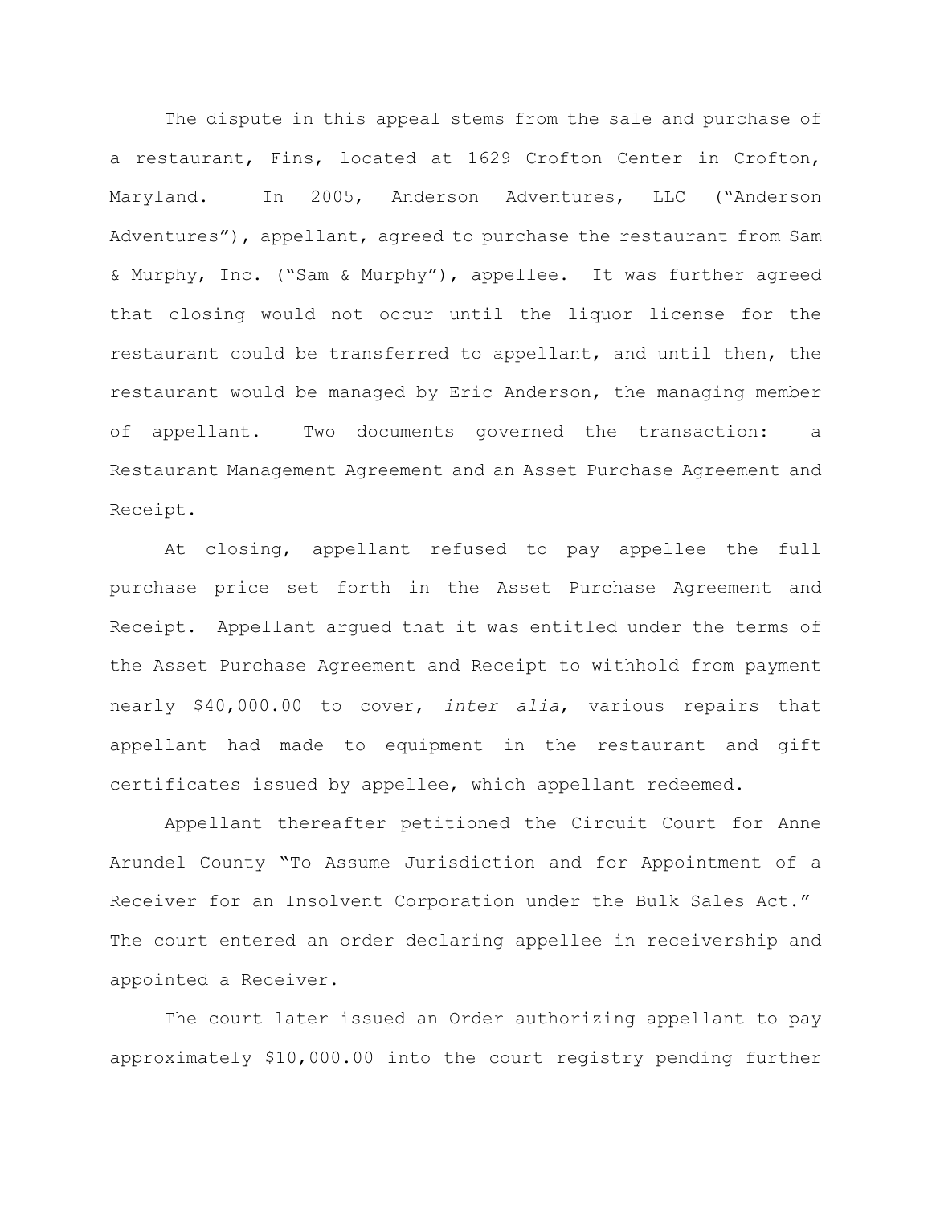The dispute in this appeal stems from the sale and purchase of a restaurant, Fins, located at 1629 Crofton Center in Crofton, Maryland. In 2005, Anderson Adventures, LLC ("Anderson Adventures"), appellant, agreed to purchase the restaurant from Sam & Murphy, Inc. ("Sam & Murphy"), appellee. It was further agreed that closing would not occur until the liquor license for the restaurant could be transferred to appellant, and until then, the restaurant would be managed by Eric Anderson, the managing member of appellant. Two documents governed the transaction: a Restaurant Management Agreement and an Asset Purchase Agreement and Receipt.

At closing, appellant refused to pay appellee the full purchase price set forth in the Asset Purchase Agreement and Receipt. Appellant argued that it was entitled under the terms of the Asset Purchase Agreement and Receipt to withhold from payment nearly $40,000.00 to cover, *inter alia*, various repairs that appellant had made to equipment in the restaurant and gift certificates issued by appellee, which appellant redeemed.

Appellant thereafter petitioned the Circuit Court for Anne Arundel County "To Assume Jurisdiction and for Appointment of a Receiver for an Insolvent Corporation under the Bulk Sales Act." The court entered an order declaring appellee in receivership and appointed a Receiver.

The court later issued an Order authorizing appellant to pay approximately $10,000.00 into the court registry pending further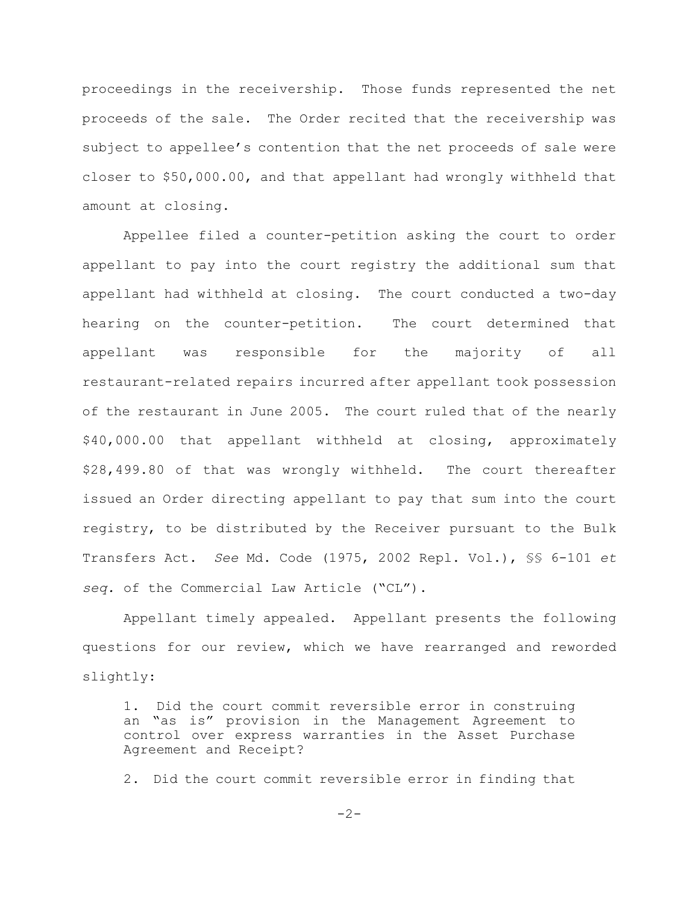proceedings in the receivership. Those funds represented the net proceeds of the sale. The Order recited that the receivership was subject to appellee's contention that the net proceeds of sale were closer to $50,000.00, and that appellant had wrongly withheld that amount at closing.

Appellee filed a counter-petition asking the court to order appellant to pay into the court registry the additional sum that appellant had withheld at closing. The court conducted a two-day hearing on the counter-petition. The court determined that appellant was responsible for the majority of all restaurant-related repairs incurred after appellant took possession of the restaurant in June 2005. The court ruled that of the nearly $40,000.00 that appellant withheld at closing, approximately $28,499.80 of that was wrongly withheld. The court thereafter issued an Order directing appellant to pay that sum into the court registry, to be distributed by the Receiver pursuant to the Bulk Transfers Act. *See* Md. Code (1975, 2002 Repl. Vol.), §§ 6-101 *et seq.* of the Commercial Law Article ("CL").

Appellant timely appealed. Appellant presents the following questions for our review, which we have rearranged and reworded slightly:

> 1. Did the court commit reversible error in construing an "as is" provision in the Management Agreement to control over express warranties in the Asset Purchase Agreement and Receipt?
>
> 2. Did the court commit reversible error in finding that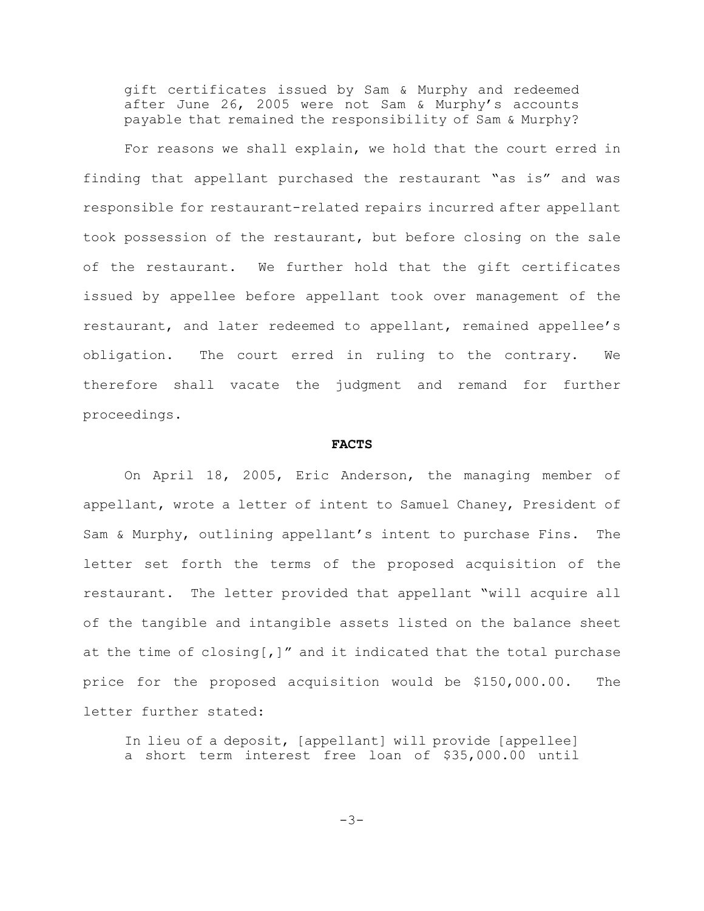gift certificates issued by Sam & Murphy and redeemed after June 26, 2005 were not Sam & Murphy's accounts payable that remained the responsibility of Sam & Murphy?

For reasons we shall explain, we hold that the court erred in finding that appellant purchased the restaurant "as is" and was responsible for restaurant-related repairs incurred after appellant took possession of the restaurant, but before closing on the sale of the restaurant. We further hold that the gift certificates issued by appellee before appellant took over management of the restaurant, and later redeemed to appellant, remained appellee's obligation. The court erred in ruling to the contrary. We therefore shall vacate the judgment and remand for further proceedings.

**FACTS**

On April 18, 2005, Eric Anderson, the managing member of appellant, wrote a letter of intent to Samuel Chaney, President of Sam & Murphy, outlining appellant's intent to purchase Fins. The letter set forth the terms of the proposed acquisition of the restaurant. The letter provided that appellant "will acquire all of the tangible and intangible assets listed on the balance sheet at the time of closing[,]" and it indicated that the total purchase price for the proposed acquisition would be $150,000.00. The letter further stated:

> In lieu of a deposit, [appellant] will provide [appellee] a short term interest free loan of $35,000.00 until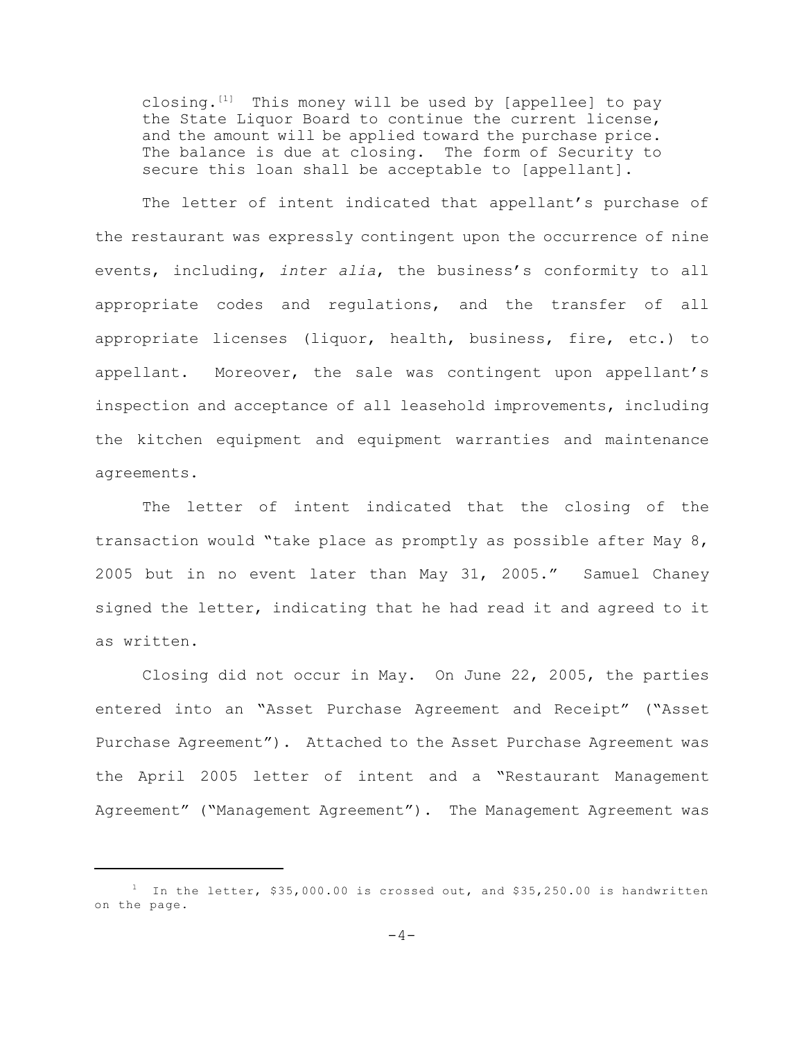> closing.[1] This money will be used by [appellee] to pay the State Liquor Board to continue the current license, and the amount will be applied toward the purchase price. The balance is due at closing. The form of Security to secure this loan shall be acceptable to [appellant].

The letter of intent indicated that appellant's purchase of the restaurant was expressly contingent upon the occurrence of nine events, including, *inter alia*, the business's conformity to all appropriate codes and regulations, and the transfer of all appropriate licenses (liquor, health, business, fire, etc.) to appellant. Moreover, the sale was contingent upon appellant's inspection and acceptance of all leasehold improvements, including the kitchen equipment and equipment warranties and maintenance agreements.

The letter of intent indicated that the closing of the transaction would "take place as promptly as possible after May 8, 2005 but in no event later than May 31, 2005." Samuel Chaney signed the letter, indicating that he had read it and agreed to it as written.

Closing did not occur in May. On June 22, 2005, the parties entered into an "Asset Purchase Agreement and Receipt" ("Asset Purchase Agreement"). Attached to the Asset Purchase Agreement was the April 2005 letter of intent and a "Restaurant Management Agreement" ("Management Agreement"). The Management Agreement was

---

[1] In the letter, $35,000.00 is crossed out, and $35,250.00 is handwritten on the page.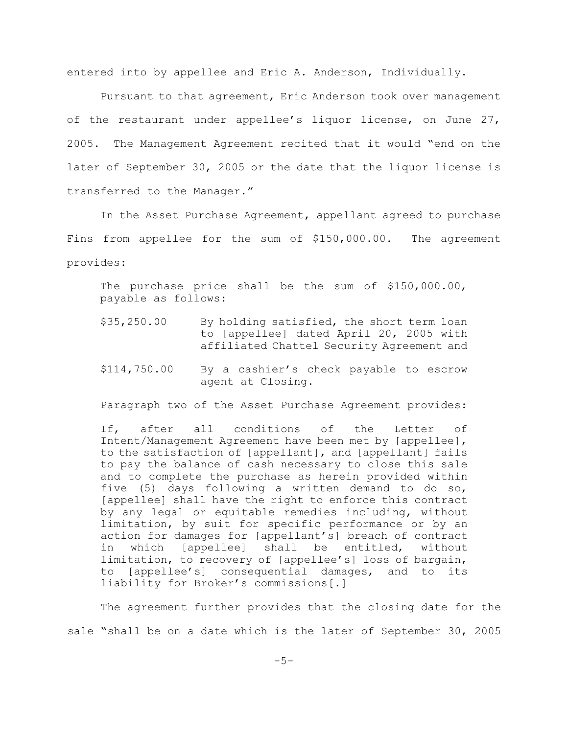entered into by appellee and Eric A. Anderson, Individually.

Pursuant to that agreement, Eric Anderson took over management of the restaurant under appellee's liquor license, on June 27, 2005. The Management Agreement recited that it would "end on the later of September 30, 2005 or the date that the liquor license is transferred to the Manager."

In the Asset Purchase Agreement, appellant agreed to purchase Fins from appellee for the sum of $150,000.00. The agreement provides:

> The purchase price shall be the sum of $150,000.00, payable as follows:
>
> $35,250.00 By holding satisfied, the short term loan to [appellee] dated April 20, 2005 with affiliated Chattel Security Agreement and
>
> $114,750.00 By a cashier's check payable to escrow agent at Closing.

Paragraph two of the Asset Purchase Agreement provides:

> If, after all conditions of the Letter of Intent/Management Agreement have been met by [appellee], to the satisfaction of [appellant], and [appellant] fails to pay the balance of cash necessary to close this sale and to complete the purchase as herein provided within five (5) days following a written demand to do so, [appellee] shall have the right to enforce this contract by any legal or equitable remedies including, without limitation, by suit for specific performance or by an action for damages for [appellant's] breach of contract in which [appellee] shall be entitled, without limitation, to recovery of [appellee's] loss of bargain, to [appellee's] consequential damages, and to its liability for Broker's commissions[.]

The agreement further provides that the closing date for the sale "shall be on a date which is the later of September 30, 2005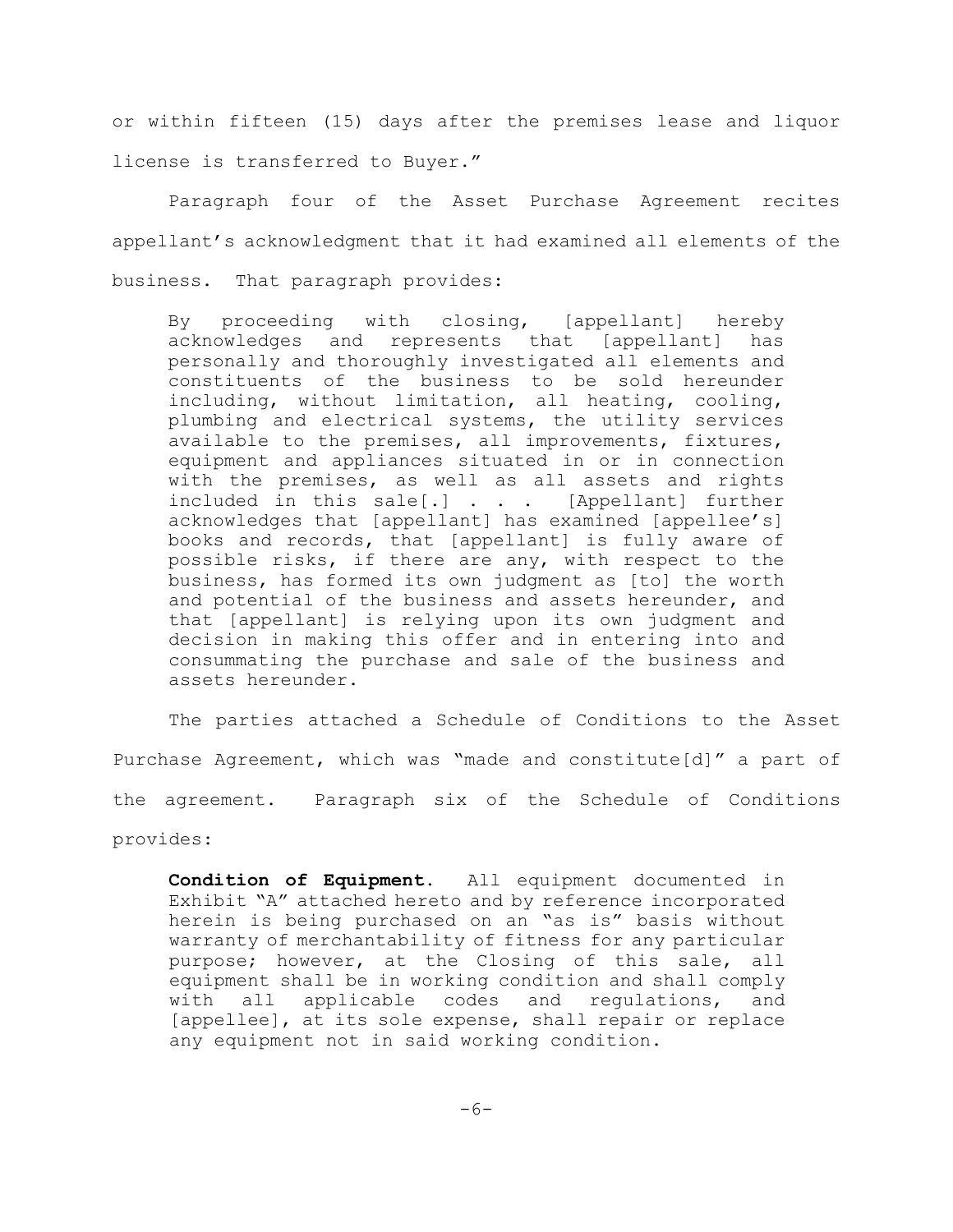or within fifteen (15) days after the premises lease and liquor license is transferred to Buyer."

Paragraph four of the Asset Purchase Agreement recites appellant's acknowledgment that it had examined all elements of the business. That paragraph provides:

> By proceeding with closing, [appellant] hereby acknowledges and represents that [appellant] has personally and thoroughly investigated all elements and constituents of the business to be sold hereunder including, without limitation, all heating, cooling, plumbing and electrical systems, the utility services available to the premises, all improvements, fixtures, equipment and appliances situated in or in connection with the premises, as well as all assets and rights included in this sale[.] . . . [Appellant] further acknowledges that [appellant] has examined [appellee's] books and records, that [appellant] is fully aware of possible risks, if there are any, with respect to the business, has formed its own judgment as [to] the worth and potential of the business and assets hereunder, and that [appellant] is relying upon its own judgment and decision in making this offer and in entering into and consummating the purchase and sale of the business and assets hereunder.

The parties attached a Schedule of Conditions to the Asset Purchase Agreement, which was "made and constitute[d]" a part of the agreement. Paragraph six of the Schedule of Conditions provides:

> **Condition of Equipment.** All equipment documented in Exhibit "A" attached hereto and by reference incorporated herein is being purchased on an "as is" basis without warranty of merchantability of fitness for any particular purpose; however, at the Closing of this sale, all equipment shall be in working condition and shall comply with all applicable codes and regulations, and [appellee], at its sole expense, shall repair or replace any equipment not in said working condition.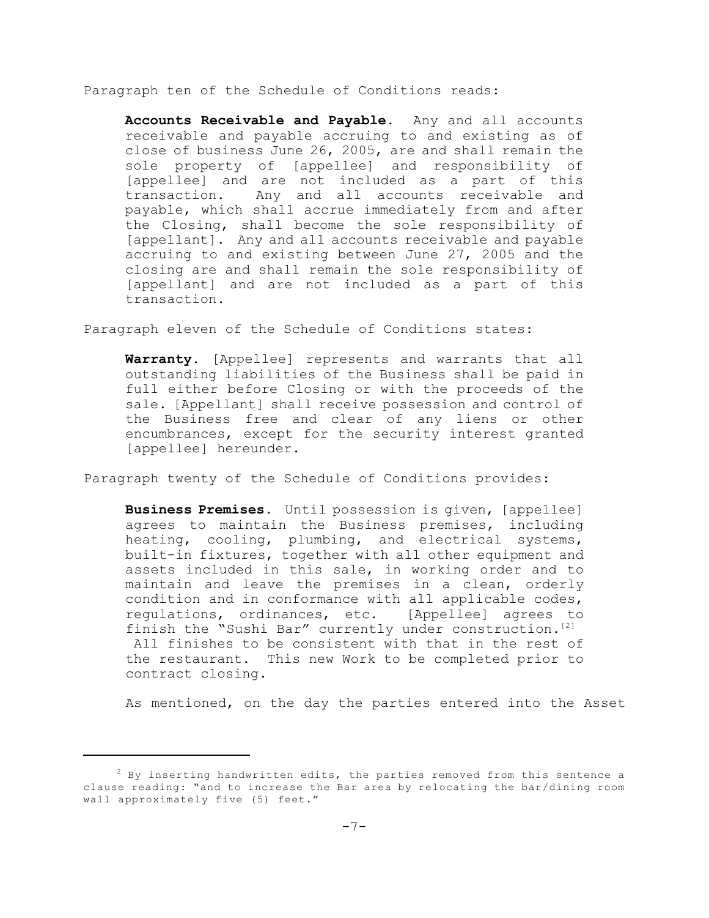Paragraph ten of the Schedule of Conditions reads:

> **Accounts Receivable and Payable.** Any and all accounts receivable and payable accruing to and existing as of close of business June 26, 2005, are and shall remain the sole property of [appellee] and responsibility of [appellee] and are not included as a part of this transaction. Any and all accounts receivable and payable, which shall accrue immediately from and after the Closing, shall become the sole responsibility of [appellant]. Any and all accounts receivable and payable accruing to and existing between June 27, 2005 and the closing are and shall remain the sole responsibility of [appellant] and are not included as a part of this transaction.

Paragraph eleven of the Schedule of Conditions states:

> **Warranty.** [Appellee] represents and warrants that all outstanding liabilities of the Business shall be paid in full either before Closing or with the proceeds of the sale. [Appellant] shall receive possession and control of the Business free and clear of any liens or other encumbrances, except for the security interest granted [appellee] hereunder.

Paragraph twenty of the Schedule of Conditions provides:

> **Business Premises.** Until possession is given, [appellee] agrees to maintain the Business premises, including heating, cooling, plumbing, and electrical systems, built-in fixtures, together with all other equipment and assets included in this sale, in working order and to maintain and leave the premises in a clean, orderly condition and in conformance with all applicable codes, regulations, ordinances, etc. [Appellee] agrees to finish the "Sushi Bar" currently under construction.[2] All finishes to be consistent with that in the rest of the restaurant. This new Work to be completed prior to contract closing.

As mentioned, on the day the parties entered into the Asset

---

[2] By inserting handwritten edits, the parties removed from this sentence a clause reading: "and to increase the Bar area by relocating the bar/dining room wall approximately five (5) feet."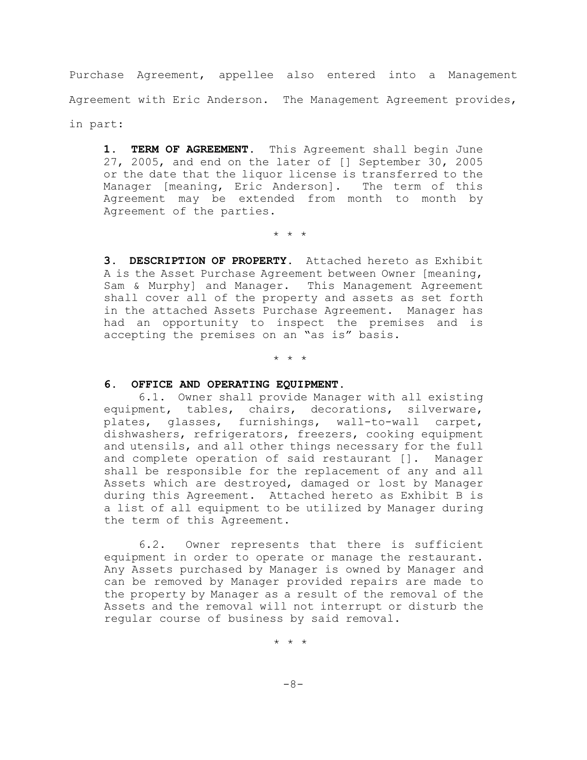Purchase Agreement, appellee also entered into a Management Agreement with Eric Anderson. The Management Agreement provides, in part:

> **1. TERM OF AGREEMENT.** This Agreement shall begin June 27, 2005, and end on the later of [] September 30, 2005 or the date that the liquor license is transferred to the Manager [meaning, Eric Anderson]. The term of this Agreement may be extended from month to month by Agreement of the parties.
>
> \* \* \*
>
> **3. DESCRIPTION OF PROPERTY.** Attached hereto as Exhibit A is the Asset Purchase Agreement between Owner [meaning, Sam & Murphy] and Manager. This Management Agreement shall cover all of the property and assets as set forth in the attached Assets Purchase Agreement. Manager has had an opportunity to inspect the premises and is accepting the premises on an "as is" basis.
>
> \* \* \*
>
> **6. OFFICE AND OPERATING EQUIPMENT.**
>
> 6.1. Owner shall provide Manager with all existing equipment, tables, chairs, decorations, silverware, plates, glasses, furnishings, wall-to-wall carpet, dishwashers, refrigerators, freezers, cooking equipment and utensils, and all other things necessary for the full and complete operation of said restaurant []. Manager shall be responsible for the replacement of any and all Assets which are destroyed, damaged or lost by Manager during this Agreement. Attached hereto as Exhibit B is a list of all equipment to be utilized by Manager during the term of this Agreement.
>
> 6.2. Owner represents that there is sufficient equipment in order to operate or manage the restaurant. Any Assets purchased by Manager is owned by Manager and can be removed by Manager provided repairs are made to the property by Manager as a result of the removal of the Assets and the removal will not interrupt or disturb the regular course of business by said removal.
>
> \* \* \*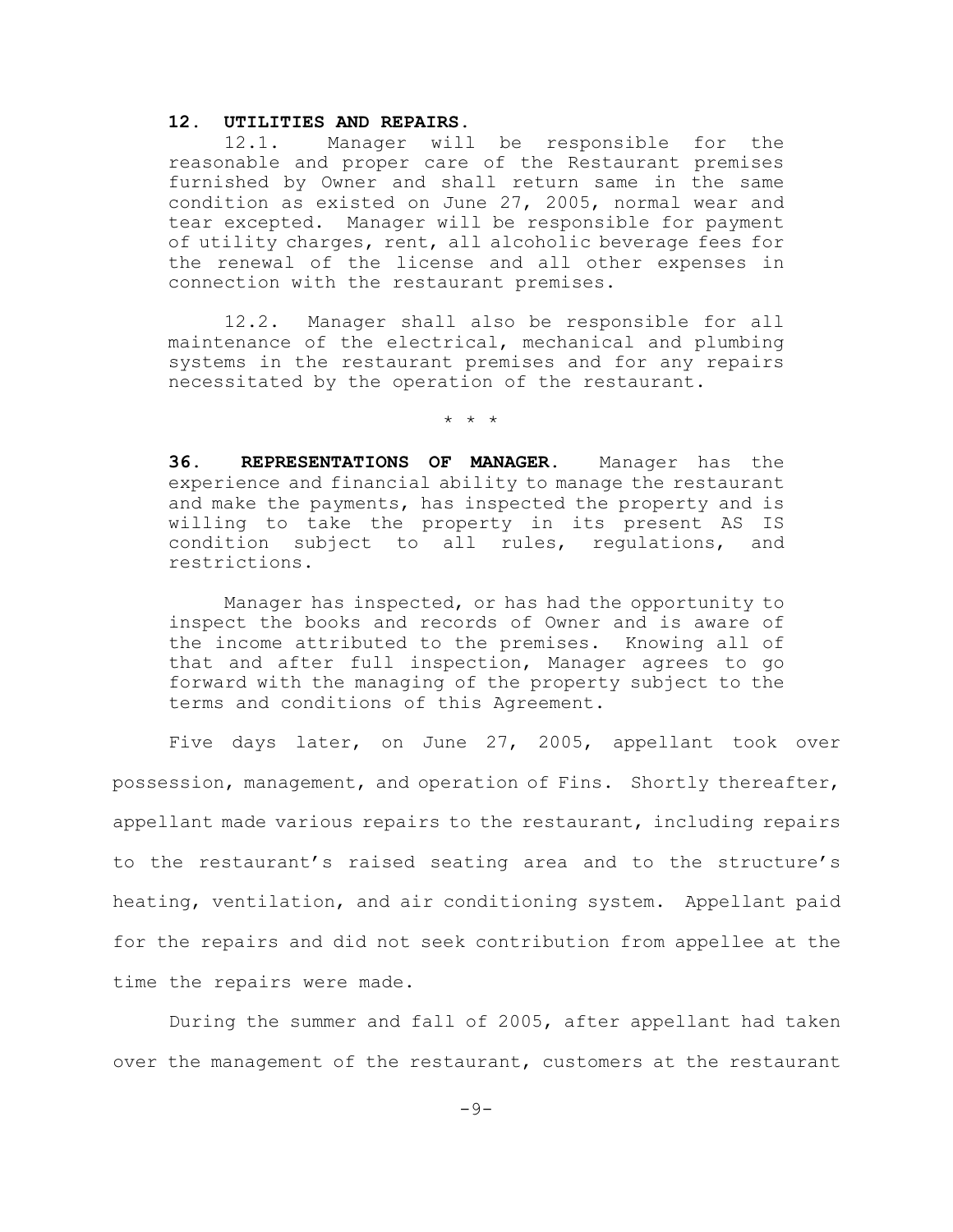**12. UTILITIES AND REPAIRS.**

12.1. Manager will be responsible for the reasonable and proper care of the Restaurant premises furnished by Owner and shall return same in the same condition as existed on June 27, 2005, normal wear and tear excepted. Manager will be responsible for payment of utility charges, rent, all alcoholic beverage fees for the renewal of the license and all other expenses in connection with the restaurant premises.

12.2. Manager shall also be responsible for all maintenance of the electrical, mechanical and plumbing systems in the restaurant premises and for any repairs necessitated by the operation of the restaurant.

\* \* \*

**36. REPRESENTATIONS OF MANAGER.** Manager has the experience and financial ability to manage the restaurant and make the payments, has inspected the property and is willing to take the property in its present AS IS condition subject to all rules, regulations, and restrictions.

Manager has inspected, or has had the opportunity to inspect the books and records of Owner and is aware of the income attributed to the premises. Knowing all of that and after full inspection, Manager agrees to go forward with the managing of the property subject to the terms and conditions of this Agreement.

Five days later, on June 27, 2005, appellant took over possession, management, and operation of Fins. Shortly thereafter, appellant made various repairs to the restaurant, including repairs to the restaurant's raised seating area and to the structure's heating, ventilation, and air conditioning system. Appellant paid for the repairs and did not seek contribution from appellee at the time the repairs were made.

During the summer and fall of 2005, after appellant had taken over the management of the restaurant, customers at the restaurant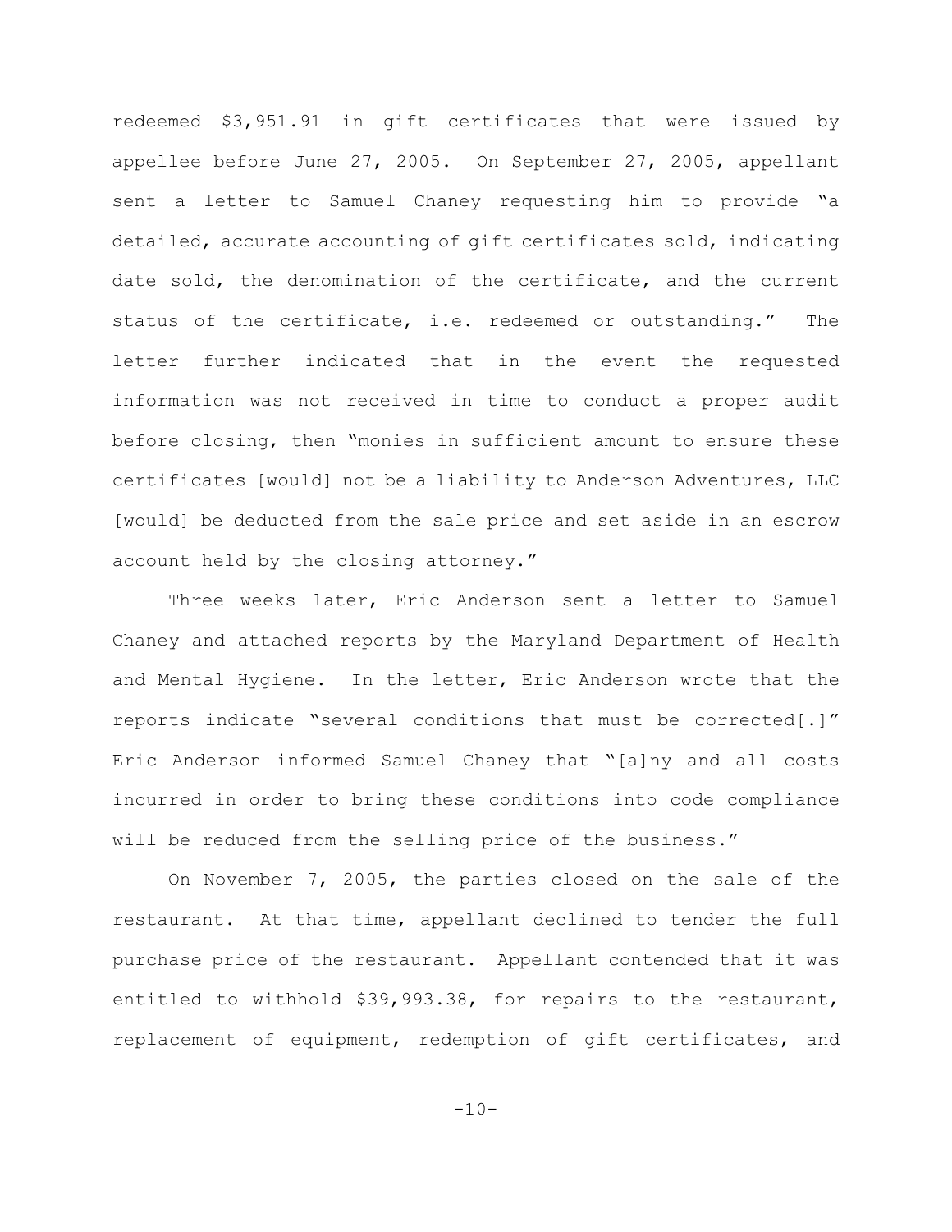redeemed $3,951.91 in gift certificates that were issued by appellee before June 27, 2005. On September 27, 2005, appellant sent a letter to Samuel Chaney requesting him to provide "a detailed, accurate accounting of gift certificates sold, indicating date sold, the denomination of the certificate, and the current status of the certificate, i.e. redeemed or outstanding." The letter further indicated that in the event the requested information was not received in time to conduct a proper audit before closing, then "monies in sufficient amount to ensure these certificates [would] not be a liability to Anderson Adventures, LLC [would] be deducted from the sale price and set aside in an escrow account held by the closing attorney."

Three weeks later, Eric Anderson sent a letter to Samuel Chaney and attached reports by the Maryland Department of Health and Mental Hygiene. In the letter, Eric Anderson wrote that the reports indicate "several conditions that must be corrected[.]" Eric Anderson informed Samuel Chaney that "[a]ny and all costs incurred in order to bring these conditions into code compliance will be reduced from the selling price of the business."

On November 7, 2005, the parties closed on the sale of the restaurant. At that time, appellant declined to tender the full purchase price of the restaurant. Appellant contended that it was entitled to withhold $39,993.38, for repairs to the restaurant, replacement of equipment, redemption of gift certificates, and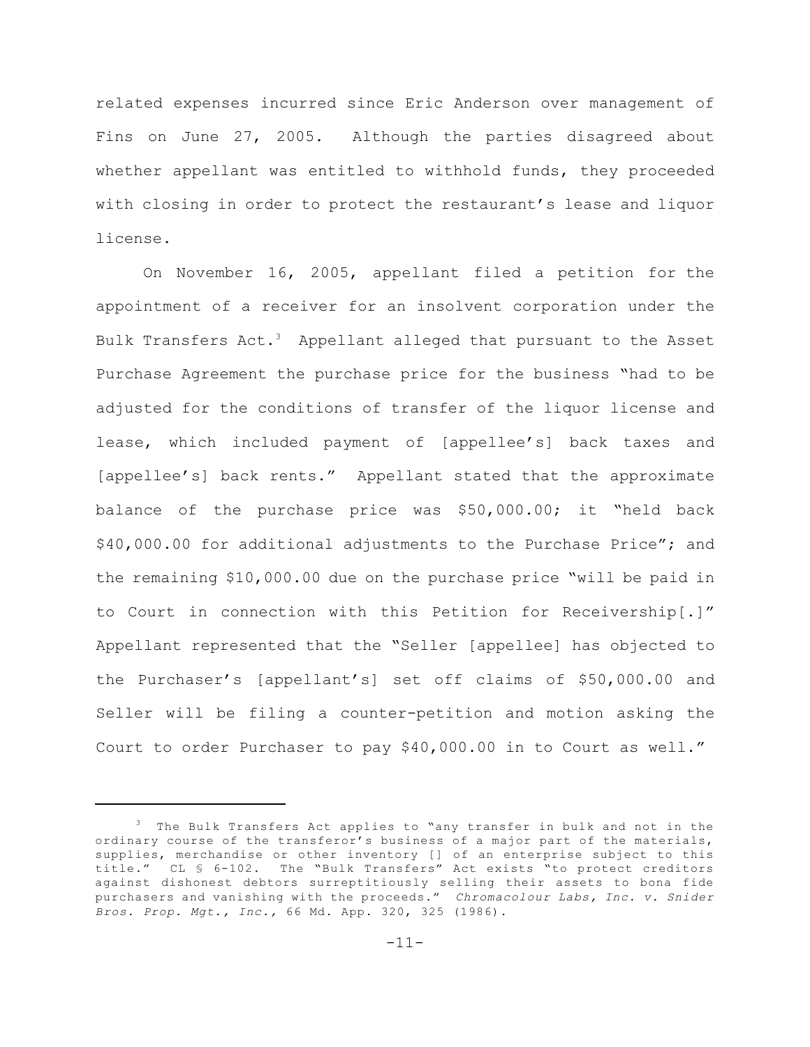related expenses incurred since Eric Anderson over management of Fins on June 27, 2005. Although the parties disagreed about whether appellant was entitled to withhold funds, they proceeded with closing in order to protect the restaurant's lease and liquor license.

On November 16, 2005, appellant filed a petition for the appointment of a receiver for an insolvent corporation under the Bulk Transfers Act.[3] Appellant alleged that pursuant to the Asset Purchase Agreement the purchase price for the business "had to be adjusted for the conditions of transfer of the liquor license and lease, which included payment of [appellee's] back taxes and [appellee's] back rents." Appellant stated that the approximate balance of the purchase price was $50,000.00; it "held back $40,000.00 for additional adjustments to the Purchase Price"; and the remaining $10,000.00 due on the purchase price "will be paid in to Court in connection with this Petition for Receivership[.]" Appellant represented that the "Seller [appellee] has objected to the Purchaser's [appellant's] set off claims of $50,000.00 and Seller will be filing a counter-petition and motion asking the Court to order Purchaser to pay $40,000.00 in to Court as well."

---

[3] The Bulk Transfers Act applies to "any transfer in bulk and not in the ordinary course of the transferor's business of a major part of the materials, supplies, merchandise or other inventory [] of an enterprise subject to this title." CL § 6-102. The "Bulk Transfers" Act exists "to protect creditors against dishonest debtors surreptitiously selling their assets to bona fide purchasers and vanishing with the proceeds." *Chromacolour Labs, Inc. v. Snider Bros. Prop. Mgt., Inc.*, 66 Md. App. 320, 325 (1986).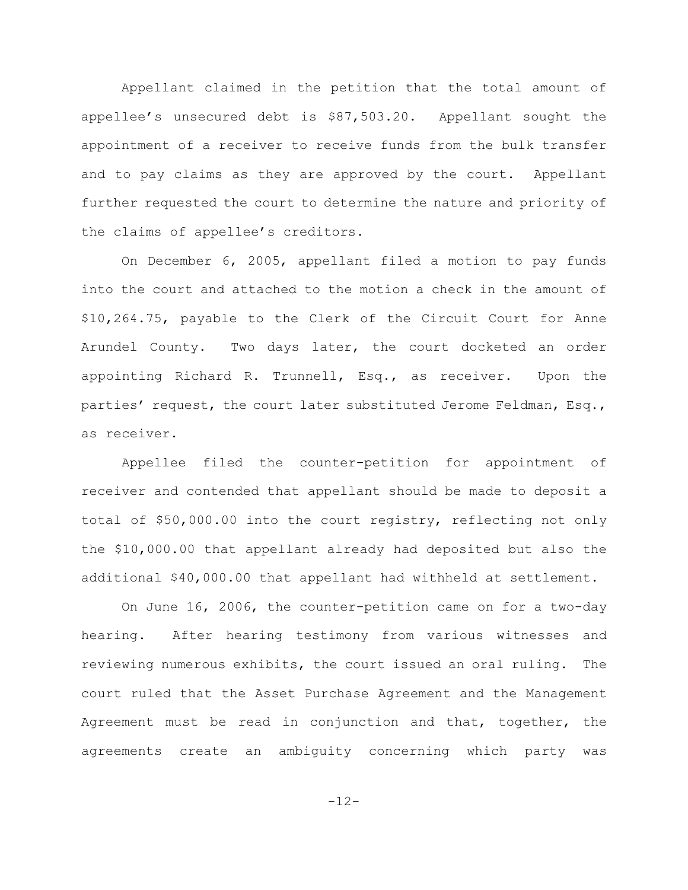Appellant claimed in the petition that the total amount of appellee's unsecured debt is $87,503.20. Appellant sought the appointment of a receiver to receive funds from the bulk transfer and to pay claims as they are approved by the court. Appellant further requested the court to determine the nature and priority of the claims of appellee's creditors.

On December 6, 2005, appellant filed a motion to pay funds into the court and attached to the motion a check in the amount of $10,264.75, payable to the Clerk of the Circuit Court for Anne Arundel County. Two days later, the court docketed an order appointing Richard R. Trunnell, Esq., as receiver. Upon the parties' request, the court later substituted Jerome Feldman, Esq., as receiver.

Appellee filed the counter-petition for appointment of receiver and contended that appellant should be made to deposit a total of $50,000.00 into the court registry, reflecting not only the $10,000.00 that appellant already had deposited but also the additional $40,000.00 that appellant had withheld at settlement.

On June 16, 2006, the counter-petition came on for a two-day hearing. After hearing testimony from various witnesses and reviewing numerous exhibits, the court issued an oral ruling. The court ruled that the Asset Purchase Agreement and the Management Agreement must be read in conjunction and that, together, the agreements create an ambiguity concerning which party was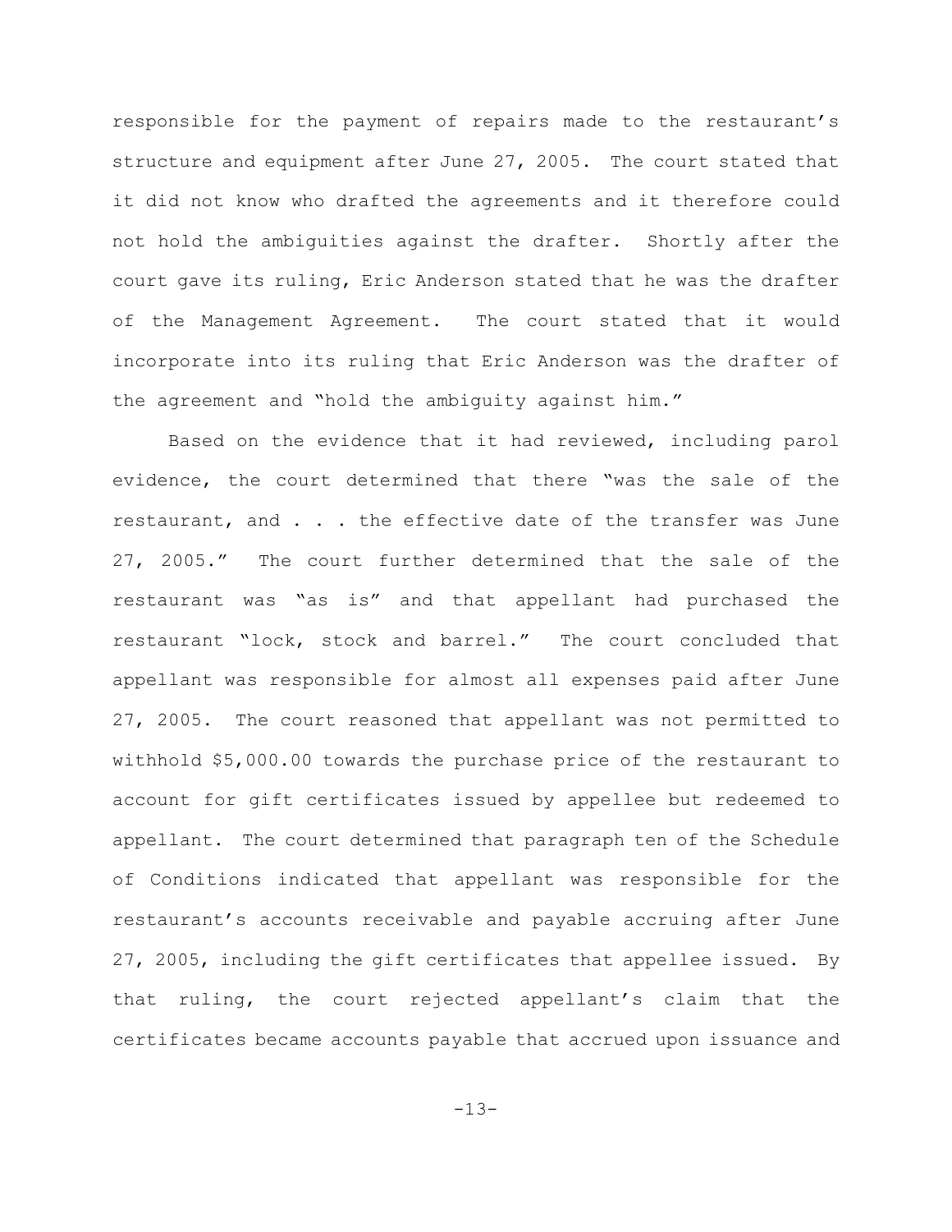responsible for the payment of repairs made to the restaurant's structure and equipment after June 27, 2005. The court stated that it did not know who drafted the agreements and it therefore could not hold the ambiguities against the drafter. Shortly after the court gave its ruling, Eric Anderson stated that he was the drafter of the Management Agreement. The court stated that it would incorporate into its ruling that Eric Anderson was the drafter of the agreement and "hold the ambiguity against him."

Based on the evidence that it had reviewed, including parol evidence, the court determined that there "was the sale of the restaurant, and . . . the effective date of the transfer was June 27, 2005." The court further determined that the sale of the restaurant was "as is" and that appellant had purchased the restaurant "lock, stock and barrel." The court concluded that appellant was responsible for almost all expenses paid after June 27, 2005. The court reasoned that appellant was not permitted to withhold $5,000.00 towards the purchase price of the restaurant to account for gift certificates issued by appellee but redeemed to appellant. The court determined that paragraph ten of the Schedule of Conditions indicated that appellant was responsible for the restaurant's accounts receivable and payable accruing after June 27, 2005, including the gift certificates that appellee issued. By that ruling, the court rejected appellant's claim that the certificates became accounts payable that accrued upon issuance and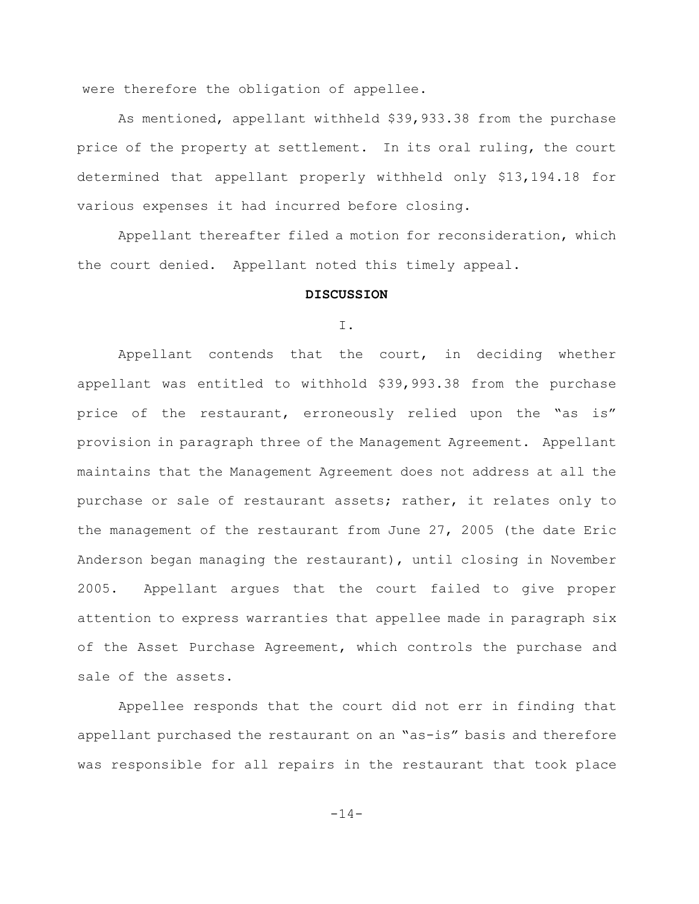were therefore the obligation of appellee.

As mentioned, appellant withheld $39,933.38 from the purchase price of the property at settlement. In its oral ruling, the court determined that appellant properly withheld only $13,194.18 for various expenses it had incurred before closing.

Appellant thereafter filed a motion for reconsideration, which the court denied. Appellant noted this timely appeal.

**DISCUSSION**

I.

Appellant contends that the court, in deciding whether appellant was entitled to withhold $39,993.38 from the purchase price of the restaurant, erroneously relied upon the "as is" provision in paragraph three of the Management Agreement. Appellant maintains that the Management Agreement does not address at all the purchase or sale of restaurant assets; rather, it relates only to the management of the restaurant from June 27, 2005 (the date Eric Anderson began managing the restaurant), until closing in November 2005. Appellant argues that the court failed to give proper attention to express warranties that appellee made in paragraph six of the Asset Purchase Agreement, which controls the purchase and sale of the assets.

Appellee responds that the court did not err in finding that appellant purchased the restaurant on an "as-is" basis and therefore was responsible for all repairs in the restaurant that took place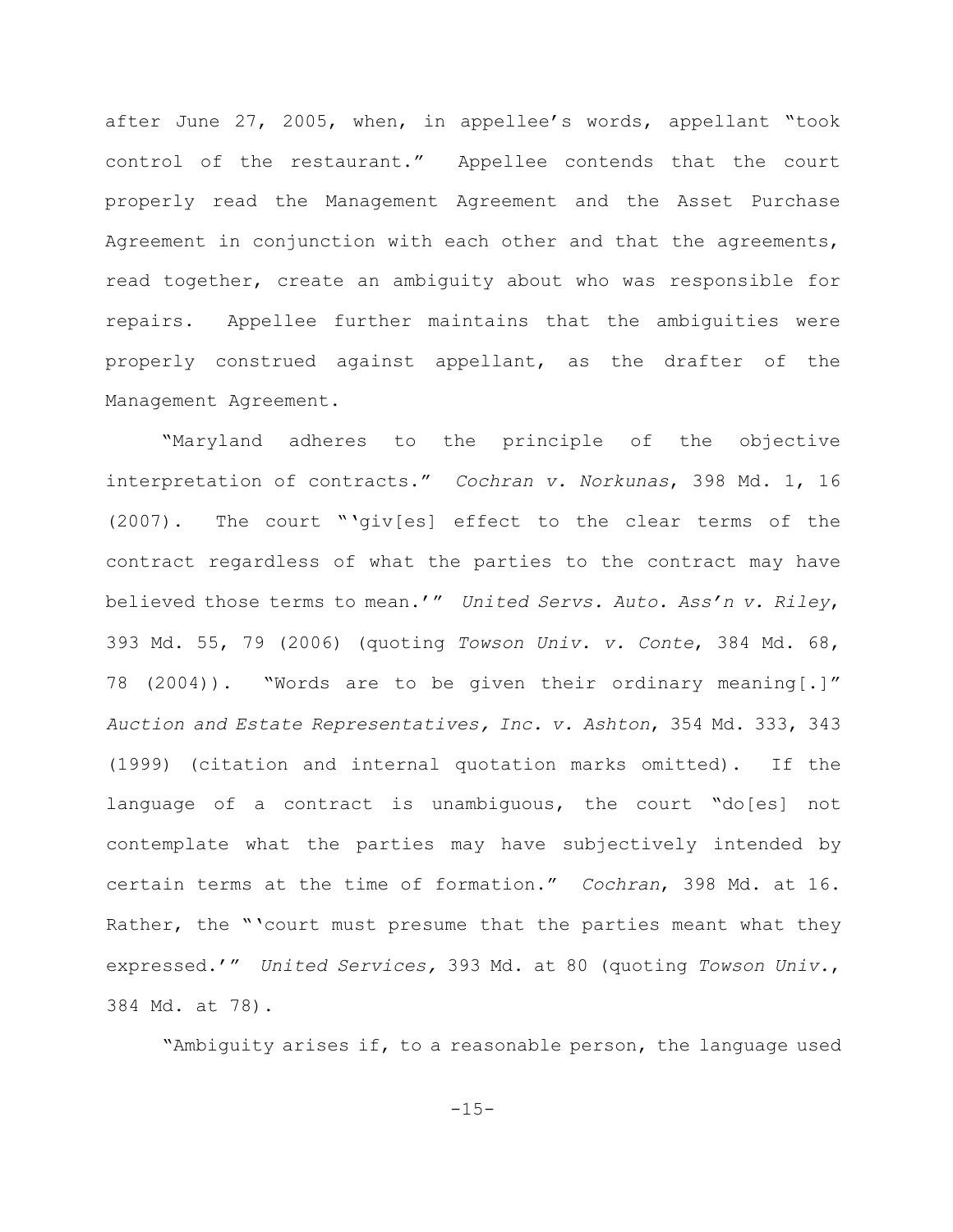after June 27, 2005, when, in appellee's words, appellant "took control of the restaurant." Appellee contends that the court properly read the Management Agreement and the Asset Purchase Agreement in conjunction with each other and that the agreements, read together, create an ambiguity about who was responsible for repairs. Appellee further maintains that the ambiguities were properly construed against appellant, as the drafter of the Management Agreement.

"Maryland adheres to the principle of the objective interpretation of contracts." *Cochran v. Norkunas*, 398 Md. 1, 16 (2007). The court "'giv[es] effect to the clear terms of the contract regardless of what the parties to the contract may have believed those terms to mean.'" *United Servs. Auto. Ass'n v. Riley*, 393 Md. 55, 79 (2006) (quoting *Towson Univ. v. Conte*, 384 Md. 68, 78 (2004)). "Words are to be given their ordinary meaning[.]" *Auction and Estate Representatives, Inc. v. Ashton*, 354 Md. 333, 343 (1999) (citation and internal quotation marks omitted). If the language of a contract is unambiguous, the court "do[es] not contemplate what the parties may have subjectively intended by certain terms at the time of formation." *Cochran*, 398 Md. at 16. Rather, the "'court must presume that the parties meant what they expressed.'" *United Services,* 393 Md. at 80 (quoting *Towson Univ.*, 384 Md. at 78).

"Ambiguity arises if, to a reasonable person, the language used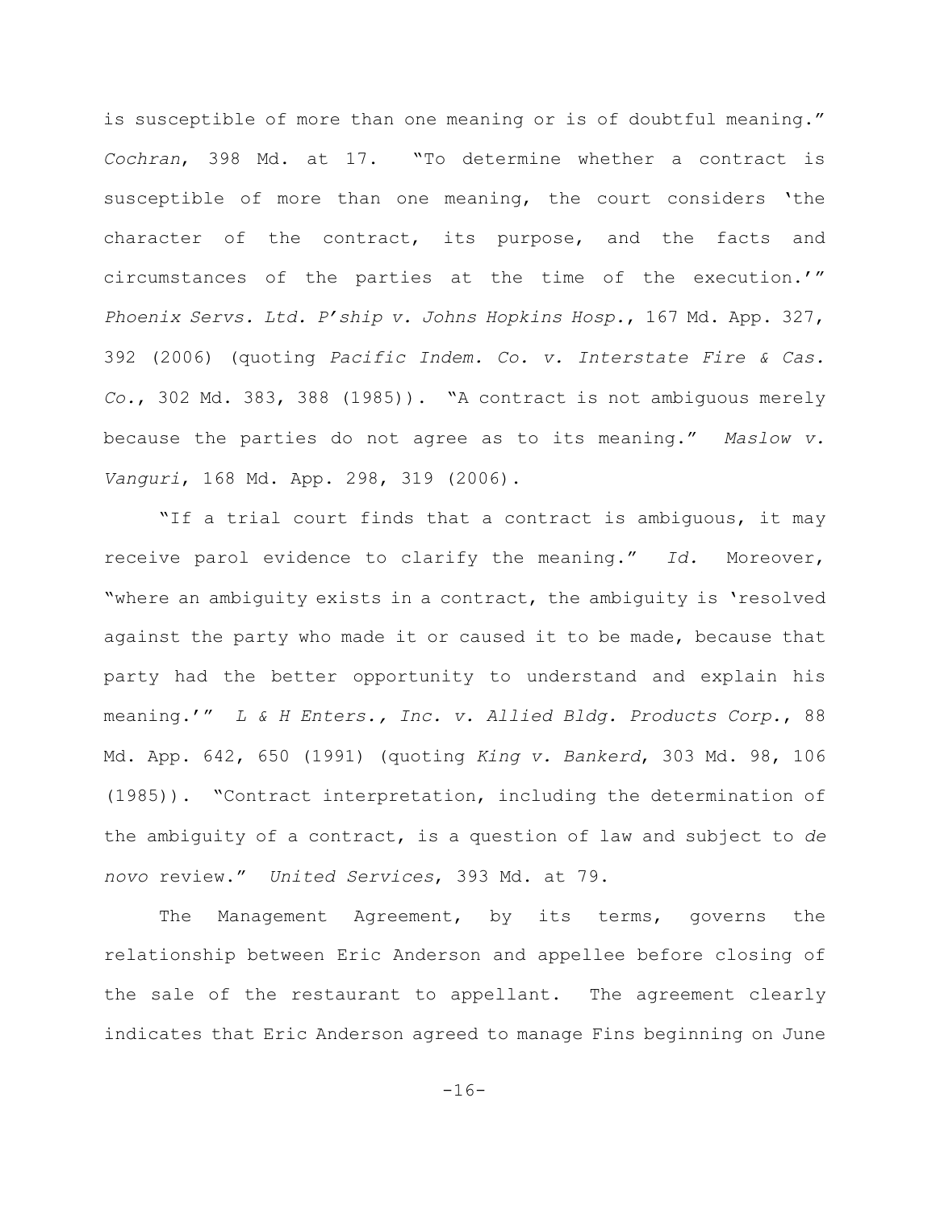is susceptible of more than one meaning or is of doubtful meaning." *Cochran*, 398 Md. at 17. "To determine whether a contract is susceptible of more than one meaning, the court considers 'the character of the contract, its purpose, and the facts and circumstances of the parties at the time of the execution.'" *Phoenix Servs. Ltd. P'ship v. Johns Hopkins Hosp.*, 167 Md. App. 327, 392 (2006) (quoting *Pacific Indem. Co. v. Interstate Fire & Cas. Co.*, 302 Md. 383, 388 (1985)). "A contract is not ambiguous merely because the parties do not agree as to its meaning." *Maslow v. Vanguri*, 168 Md. App. 298, 319 (2006).

"If a trial court finds that a contract is ambiguous, it may receive parol evidence to clarify the meaning." *Id.* Moreover, "where an ambiguity exists in a contract, the ambiguity is 'resolved against the party who made it or caused it to be made, because that party had the better opportunity to understand and explain his meaning.'" *L & H Enters., Inc. v. Allied Bldg. Products Corp.*, 88 Md. App. 642, 650 (1991) (quoting *King v. Bankerd*, 303 Md. 98, 106 (1985)). "Contract interpretation, including the determination of the ambiguity of a contract, is a question of law and subject to *de novo* review." *United Services*, 393 Md. at 79.

The Management Agreement, by its terms, governs the relationship between Eric Anderson and appellee before closing of the sale of the restaurant to appellant. The agreement clearly indicates that Eric Anderson agreed to manage Fins beginning on June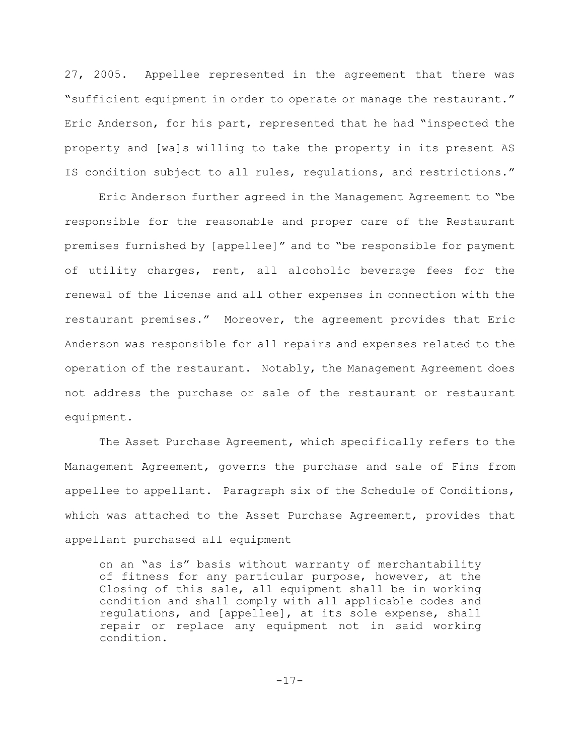27, 2005. Appellee represented in the agreement that there was "sufficient equipment in order to operate or manage the restaurant." Eric Anderson, for his part, represented that he had "inspected the property and [wa]s willing to take the property in its present AS IS condition subject to all rules, regulations, and restrictions."

Eric Anderson further agreed in the Management Agreement to "be responsible for the reasonable and proper care of the Restaurant premises furnished by [appellee]" and to "be responsible for payment of utility charges, rent, all alcoholic beverage fees for the renewal of the license and all other expenses in connection with the restaurant premises." Moreover, the agreement provides that Eric Anderson was responsible for all repairs and expenses related to the operation of the restaurant. Notably, the Management Agreement does not address the purchase or sale of the restaurant or restaurant equipment.

The Asset Purchase Agreement, which specifically refers to the Management Agreement, governs the purchase and sale of Fins from appellee to appellant. Paragraph six of the Schedule of Conditions, which was attached to the Asset Purchase Agreement, provides that appellant purchased all equipment

> on an "as is" basis without warranty of merchantability of fitness for any particular purpose, however, at the Closing of this sale, all equipment shall be in working condition and shall comply with all applicable codes and regulations, and [appellee], at its sole expense, shall repair or replace any equipment not in said working condition.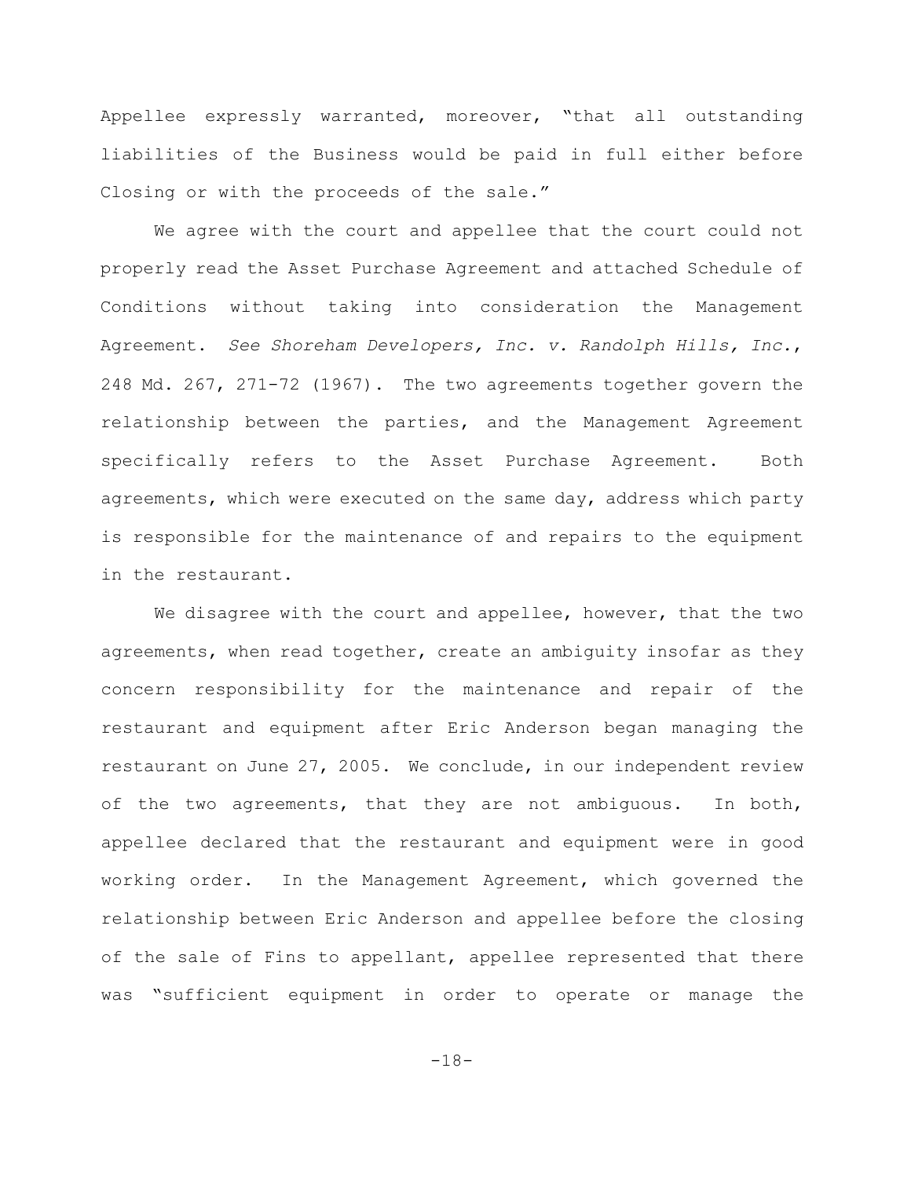Appellee expressly warranted, moreover, "that all outstanding liabilities of the Business would be paid in full either before Closing or with the proceeds of the sale."

We agree with the court and appellee that the court could not properly read the Asset Purchase Agreement and attached Schedule of Conditions without taking into consideration the Management Agreement. *See Shoreham Developers, Inc. v. Randolph Hills, Inc.*, 248 Md. 267, 271-72 (1967). The two agreements together govern the relationship between the parties, and the Management Agreement specifically refers to the Asset Purchase Agreement. Both agreements, which were executed on the same day, address which party is responsible for the maintenance of and repairs to the equipment in the restaurant.

We disagree with the court and appellee, however, that the two agreements, when read together, create an ambiguity insofar as they concern responsibility for the maintenance and repair of the restaurant and equipment after Eric Anderson began managing the restaurant on June 27, 2005. We conclude, in our independent review of the two agreements, that they are not ambiguous. In both, appellee declared that the restaurant and equipment were in good working order. In the Management Agreement, which governed the relationship between Eric Anderson and appellee before the closing of the sale of Fins to appellant, appellee represented that there was "sufficient equipment in order to operate or manage the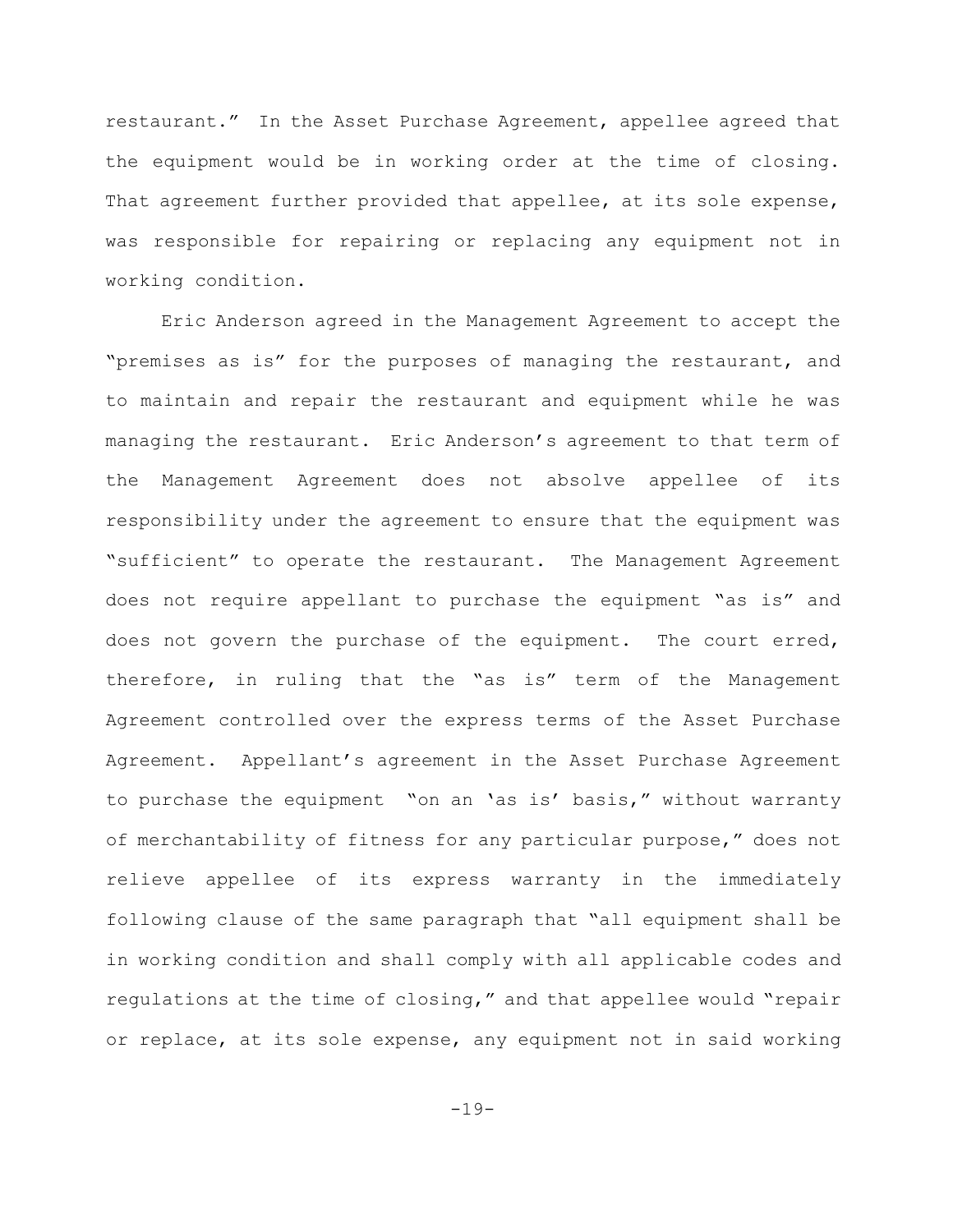restaurant." In the Asset Purchase Agreement, appellee agreed that the equipment would be in working order at the time of closing. That agreement further provided that appellee, at its sole expense, was responsible for repairing or replacing any equipment not in working condition.

Eric Anderson agreed in the Management Agreement to accept the "premises as is" for the purposes of managing the restaurant, and to maintain and repair the restaurant and equipment while he was managing the restaurant. Eric Anderson's agreement to that term of the Management Agreement does not absolve appellee of its responsibility under the agreement to ensure that the equipment was "sufficient" to operate the restaurant. The Management Agreement does not require appellant to purchase the equipment "as is" and does not govern the purchase of the equipment. The court erred, therefore, in ruling that the "as is" term of the Management Agreement controlled over the express terms of the Asset Purchase Agreement. Appellant's agreement in the Asset Purchase Agreement to purchase the equipment "on an 'as is' basis," without warranty of merchantability of fitness for any particular purpose," does not relieve appellee of its express warranty in the immediately following clause of the same paragraph that "all equipment shall be in working condition and shall comply with all applicable codes and regulations at the time of closing," and that appellee would "repair or replace, at its sole expense, any equipment not in said working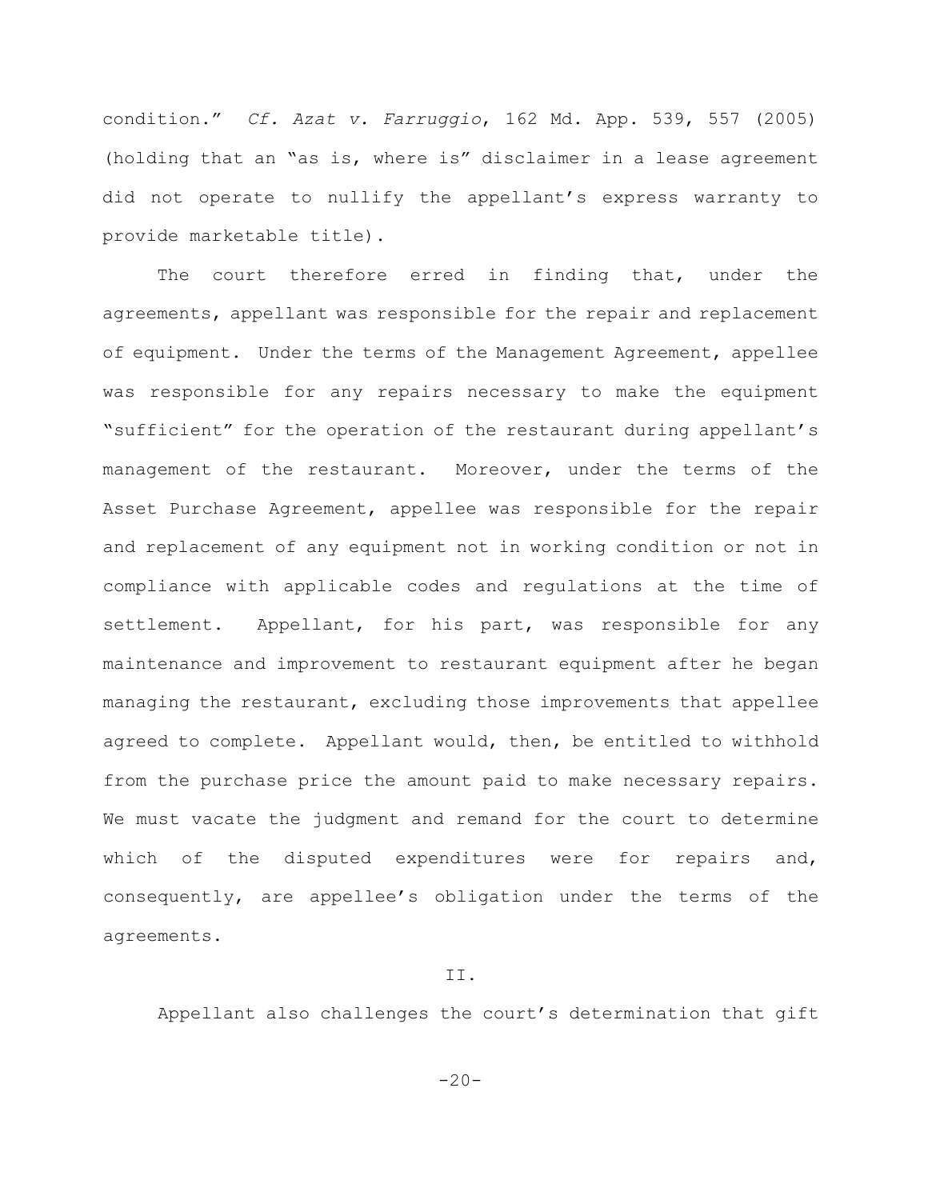condition." *Cf. Azat v. Farruggio*, 162 Md. App. 539, 557 (2005) (holding that an "as is, where is" disclaimer in a lease agreement did not operate to nullify the appellant's express warranty to provide marketable title).

The court therefore erred in finding that, under the agreements, appellant was responsible for the repair and replacement of equipment. Under the terms of the Management Agreement, appellee was responsible for any repairs necessary to make the equipment "sufficient" for the operation of the restaurant during appellant's management of the restaurant. Moreover, under the terms of the Asset Purchase Agreement, appellee was responsible for the repair and replacement of any equipment not in working condition or not in compliance with applicable codes and regulations at the time of settlement. Appellant, for his part, was responsible for any maintenance and improvement to restaurant equipment after he began managing the restaurant, excluding those improvements that appellee agreed to complete. Appellant would, then, be entitled to withhold from the purchase price the amount paid to make necessary repairs. We must vacate the judgment and remand for the court to determine which of the disputed expenditures were for repairs and, consequently, are appellee's obligation under the terms of the agreements.

## II.

Appellant also challenges the court's determination that gift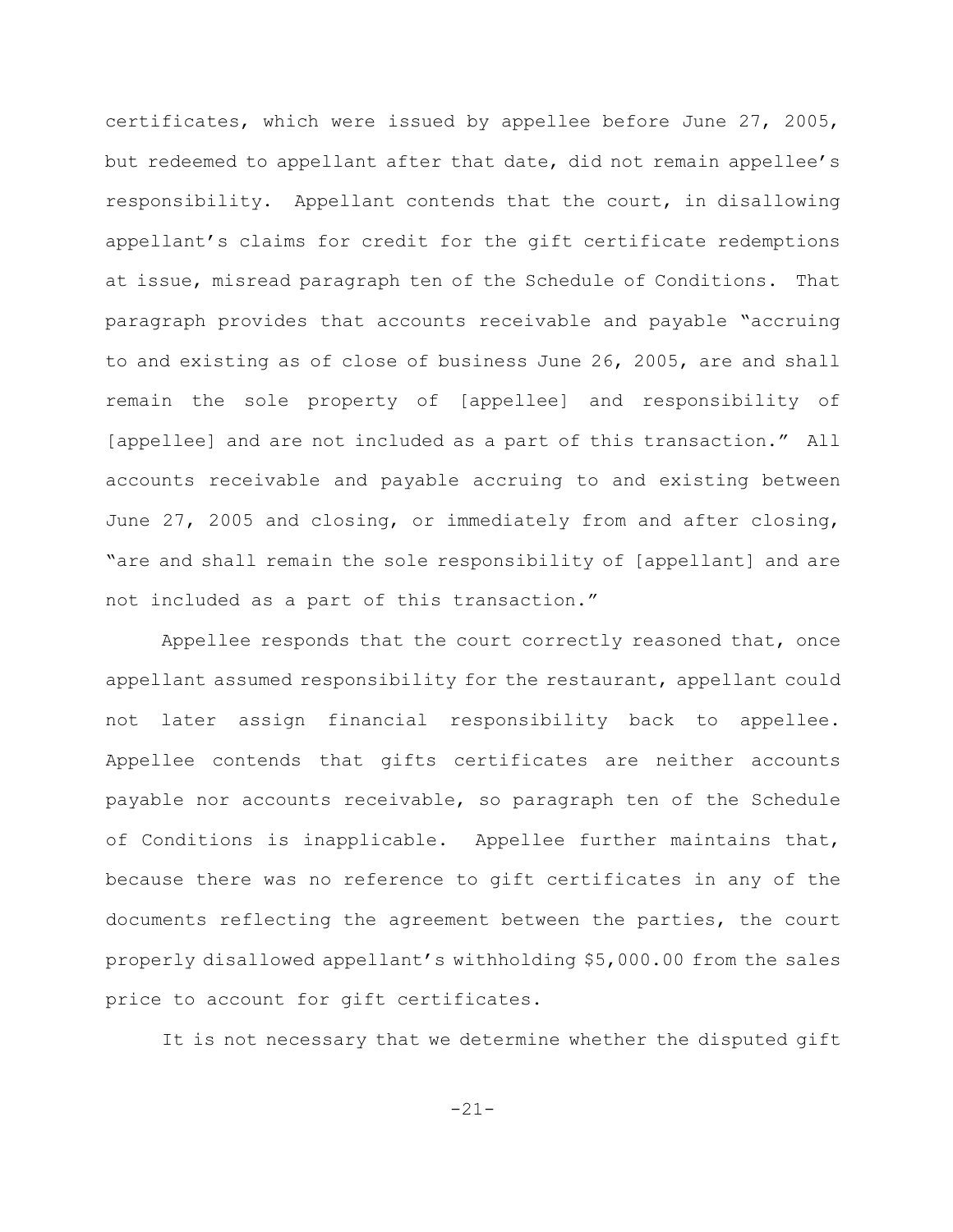certificates, which were issued by appellee before June 27, 2005, but redeemed to appellant after that date, did not remain appellee's responsibility. Appellant contends that the court, in disallowing appellant's claims for credit for the gift certificate redemptions at issue, misread paragraph ten of the Schedule of Conditions. That paragraph provides that accounts receivable and payable "accruing to and existing as of close of business June 26, 2005, are and shall remain the sole property of [appellee] and responsibility of [appellee] and are not included as a part of this transaction." All accounts receivable and payable accruing to and existing between June 27, 2005 and closing, or immediately from and after closing, "are and shall remain the sole responsibility of [appellant] and are not included as a part of this transaction."

Appellee responds that the court correctly reasoned that, once appellant assumed responsibility for the restaurant, appellant could not later assign financial responsibility back to appellee. Appellee contends that gifts certificates are neither accounts payable nor accounts receivable, so paragraph ten of the Schedule of Conditions is inapplicable. Appellee further maintains that, because there was no reference to gift certificates in any of the documents reflecting the agreement between the parties, the court properly disallowed appellant's withholding $5,000.00 from the sales price to account for gift certificates.

It is not necessary that we determine whether the disputed gift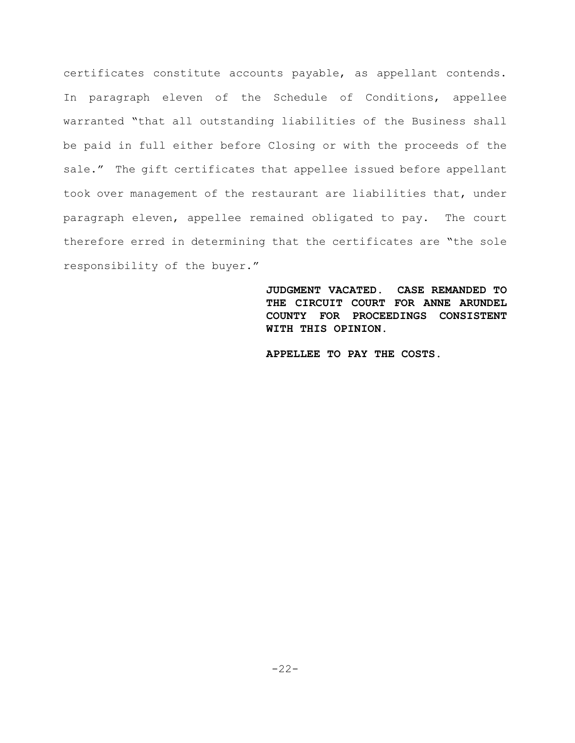certificates constitute accounts payable, as appellant contends. In paragraph eleven of the Schedule of Conditions, appellee warranted "that all outstanding liabilities of the Business shall be paid in full either before Closing or with the proceeds of the sale." The gift certificates that appellee issued before appellant took over management of the restaurant are liabilities that, under paragraph eleven, appellee remained obligated to pay. The court therefore erred in determining that the certificates are "the sole responsibility of the buyer."

**JUDGMENT VACATED. CASE REMANDED TO THE CIRCUIT COURT FOR ANNE ARUNDEL COUNTY FOR PROCEEDINGS CONSISTENT WITH THIS OPINION.**

**APPELLEE TO PAY THE COSTS.**